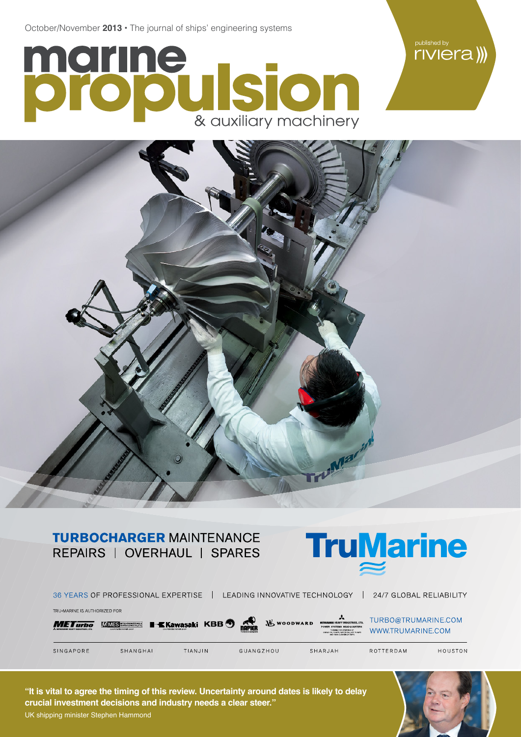October/November **2013** • The journal of ships' engineering systems

# marine propulsion

## & auxiliary machinery

published by riviera

**TURBOCHARGER** MAINTENANCE
REPAIRS | OVERHAUL | SPARES

**TruMarine**

36 YEARS OF PROFESSIONAL EXPERTISE | LEADING INNOVATIVE TECHNOLOGY | 24/7 GLOBAL RELIABILITY

TRU-MARINE IS AUTHORIZED FOR

METurbo | MES | Kawasaki | KBB | NAPIER | WOODWARD | MITSUBISHI HEAVY INDUSTRIES, LTD.

TURBO@TRUMARINE.COM
WWW.TRUMARINE.COM

SINGAPORE | SHANGHAI | TIANJIN | GUANGZHOU | SHARJAH | ROTTERDAM | HOUSTON

**"It is vital to agree the timing of this review. Uncertainty around dates is likely to delay crucial investment decisions and industry needs a clear steer."**

UK shipping minister Stephen Hammond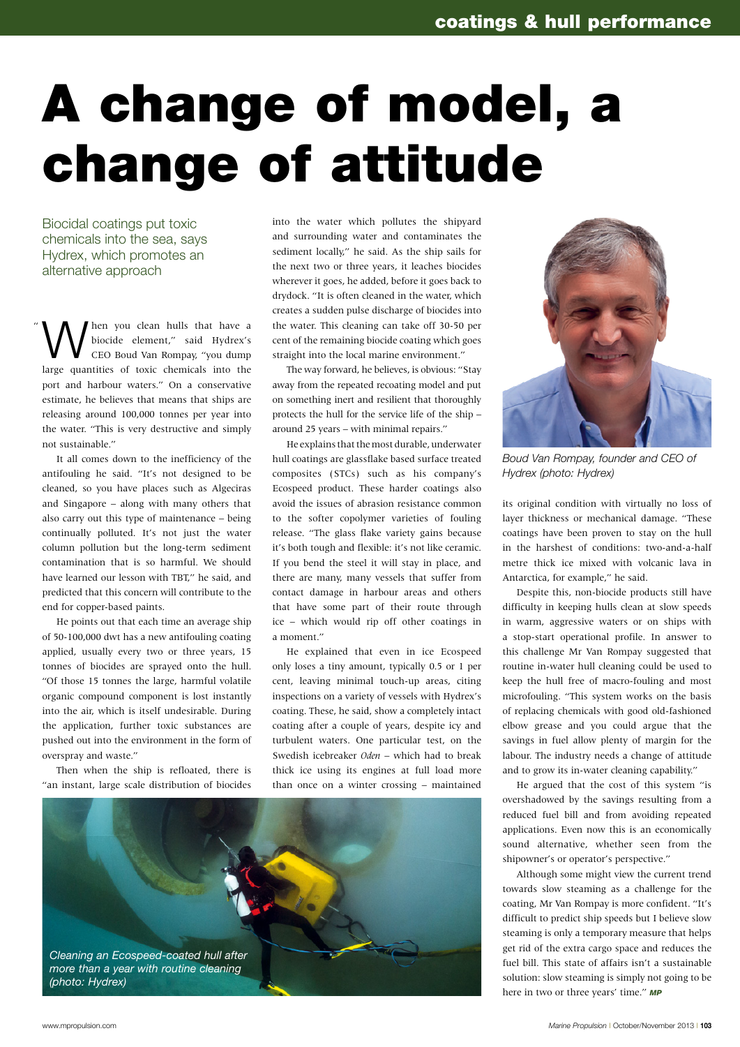# A change of model, a change of attitude

Biocidal coatings put toxic chemicals into the sea, says Hydrex, which promotes an alternative approach

"When you clean hulls that have a biocide element," said Hydrex's CEO Boud Van Rompay, "you dump large quantities of toxic chemicals into the port and harbour waters." On a conservative estimate, he believes that means that ships are releasing around 100,000 tonnes per year into the water. "This is very destructive and simply not sustainable."

It all comes down to the inefficiency of the antifouling he said. "It's not designed to be cleaned, so you have places such as Algeciras and Singapore – along with many others that also carry out this type of maintenance – being continually polluted. It's not just the water column pollution but the long-term sediment contamination that is so harmful. We should have learned our lesson with TBT," he said, and predicted that this concern will contribute to the end for copper-based paints.

He points out that each time an average ship of 50-100,000 dwt has a new antifouling coating applied, usually every two or three years, 15 tonnes of biocides are sprayed onto the hull. "Of those 15 tonnes the large, harmful volatile organic compound component is lost instantly into the air, which is itself undesirable. During the application, further toxic substances are pushed out into the environment in the form of overspray and waste."

Then when the ship is refloated, there is "an instant, large scale distribution of biocides into the water which pollutes the shipyard and surrounding water and contaminates the sediment locally," he said. As the ship sails for the next two or three years, it leaches biocides wherever it goes, he added, before it goes back to drydock. "It is often cleaned in the water, which creates a sudden pulse discharge of biocides into the water. This cleaning can take off 30-50 per cent of the remaining biocide coating which goes straight into the local marine environment."

The way forward, he believes, is obvious: "Stay away from the repeated recoating model and put on something inert and resilient that thoroughly protects the hull for the service life of the ship – around 25 years – with minimal repairs."

He explains that the most durable, underwater hull coatings are glassflake based surface treated composites (STCs) such as his company's Ecospeed product. These harder coatings also avoid the issues of abrasion resistance common to the softer copolymer varieties of fouling release. "The glass flake variety gains because it's both tough and flexible: it's not like ceramic. If you bend the steel it will stay in place, and there are many, many vessels that suffer from contact damage in harbour areas and others that have some part of their route through ice – which would rip off other coatings in a moment."

He explained that even in ice Ecospeed only loses a tiny amount, typically 0.5 or 1 per cent, leaving minimal touch-up areas, citing inspections on a variety of vessels with Hydrex's coating. These, he said, show a completely intact coating after a couple of years, despite icy and turbulent waters. One particular test, on the Swedish icebreaker *Oden* – which had to break thick ice using its engines at full load more than once on a winter crossing – maintained its original condition with virtually no loss of layer thickness or mechanical damage. "These coatings have been proven to stay on the hull in the harshest of conditions: two-and-a-half metre thick ice mixed with volcanic lava in Antarctica, for example," he said.

Boud Van Rompay, founder and CEO of Hydrex (photo: Hydrex)

Despite this, non-biocide products still have difficulty in keeping hulls clean at slow speeds in warm, aggressive waters or on ships with a stop-start operational profile. In answer to this challenge Mr Van Rompay suggested that routine in-water hull cleaning could be used to keep the hull free of macro-fouling and most microfouling. "This system works on the basis of replacing chemicals with good old-fashioned elbow grease and you could argue that the savings in fuel allow plenty of margin for the labour. The industry needs a change of attitude and to grow its in-water cleaning capability."

He argued that the cost of this system "is overshadowed by the savings resulting from a reduced fuel bill and from avoiding repeated applications. Even now this is an economically sound alternative, whether seen from the shipowner's or operator's perspective."

Although some might view the current trend towards slow steaming as a challenge for the coating, Mr Van Rompay is more confident. "It's difficult to predict ship speeds but I believe slow steaming is only a temporary measure that helps get rid of the extra cargo space and reduces the fuel bill. This state of affairs isn't a sustainable solution: slow steaming is simply not going to be here in two or three years' time." *MP*

Cleaning an Ecospeed-coated hull after more than a year with routine cleaning (photo: Hydrex)